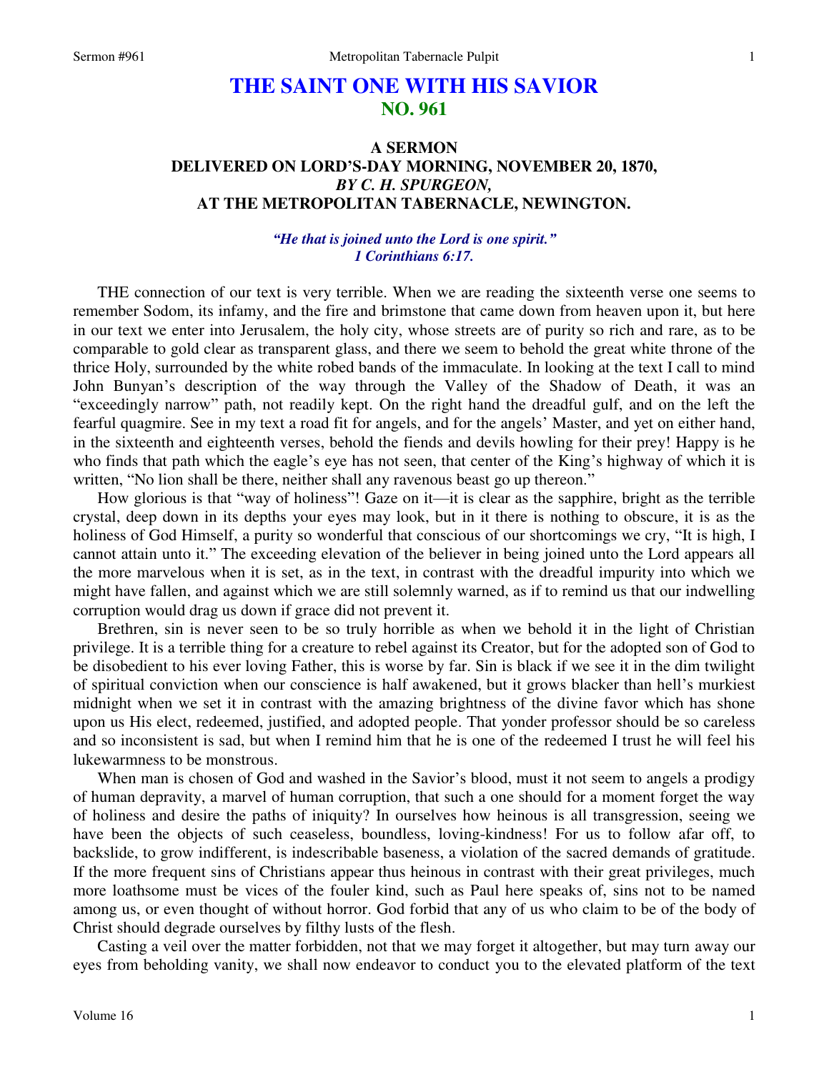# THE SAINT ONE WITH HIS SAVIOR
## NO. 961

### A SERMON
### DELIVERED ON LORD'S-DAY MORNING, NOVEMBER 20, 1870,
### *BY C. H. SPURGEON,*
### AT THE METROPOLITAN TABERNACLE, NEWINGTON.

***"He that is joined unto the Lord is one spirit."***
***1 Corinthians 6:17.***

THE connection of our text is very terrible. When we are reading the sixteenth verse one seems to remember Sodom, its infamy, and the fire and brimstone that came down from heaven upon it, but here in our text we enter into Jerusalem, the holy city, whose streets are of purity so rich and rare, as to be comparable to gold clear as transparent glass, and there we seem to behold the great white throne of the thrice Holy, surrounded by the white robed bands of the immaculate. In looking at the text I call to mind John Bunyan's description of the way through the Valley of the Shadow of Death, it was an "exceedingly narrow" path, not readily kept. On the right hand the dreadful gulf, and on the left the fearful quagmire. See in my text a road fit for angels, and for the angels' Master, and yet on either hand, in the sixteenth and eighteenth verses, behold the fiends and devils howling for their prey! Happy is he who finds that path which the eagle's eye has not seen, that center of the King's highway of which it is written, "No lion shall be there, neither shall any ravenous beast go up thereon."

How glorious is that "way of holiness"! Gaze on it—it is clear as the sapphire, bright as the terrible crystal, deep down in its depths your eyes may look, but in it there is nothing to obscure, it is as the holiness of God Himself, a purity so wonderful that conscious of our shortcomings we cry, "It is high, I cannot attain unto it." The exceeding elevation of the believer in being joined unto the Lord appears all the more marvelous when it is set, as in the text, in contrast with the dreadful impurity into which we might have fallen, and against which we are still solemnly warned, as if to remind us that our indwelling corruption would drag us down if grace did not prevent it.

Brethren, sin is never seen to be so truly horrible as when we behold it in the light of Christian privilege. It is a terrible thing for a creature to rebel against its Creator, but for the adopted son of God to be disobedient to his ever loving Father, this is worse by far. Sin is black if we see it in the dim twilight of spiritual conviction when our conscience is half awakened, but it grows blacker than hell's murkiest midnight when we set it in contrast with the amazing brightness of the divine favor which has shone upon us His elect, redeemed, justified, and adopted people. That yonder professor should be so careless and so inconsistent is sad, but when I remind him that he is one of the redeemed I trust he will feel his lukewarmness to be monstrous.

When man is chosen of God and washed in the Savior's blood, must it not seem to angels a prodigy of human depravity, a marvel of human corruption, that such a one should for a moment forget the way of holiness and desire the paths of iniquity? In ourselves how heinous is all transgression, seeing we have been the objects of such ceaseless, boundless, loving-kindness! For us to follow afar off, to backslide, to grow indifferent, is indescribable baseness, a violation of the sacred demands of gratitude. If the more frequent sins of Christians appear thus heinous in contrast with their great privileges, much more loathsome must be vices of the fouler kind, such as Paul here speaks of, sins not to be named among us, or even thought of without horror. God forbid that any of us who claim to be of the body of Christ should degrade ourselves by filthy lusts of the flesh.

Casting a veil over the matter forbidden, not that we may forget it altogether, but may turn away our eyes from beholding vanity, we shall now endeavor to conduct you to the elevated platform of the text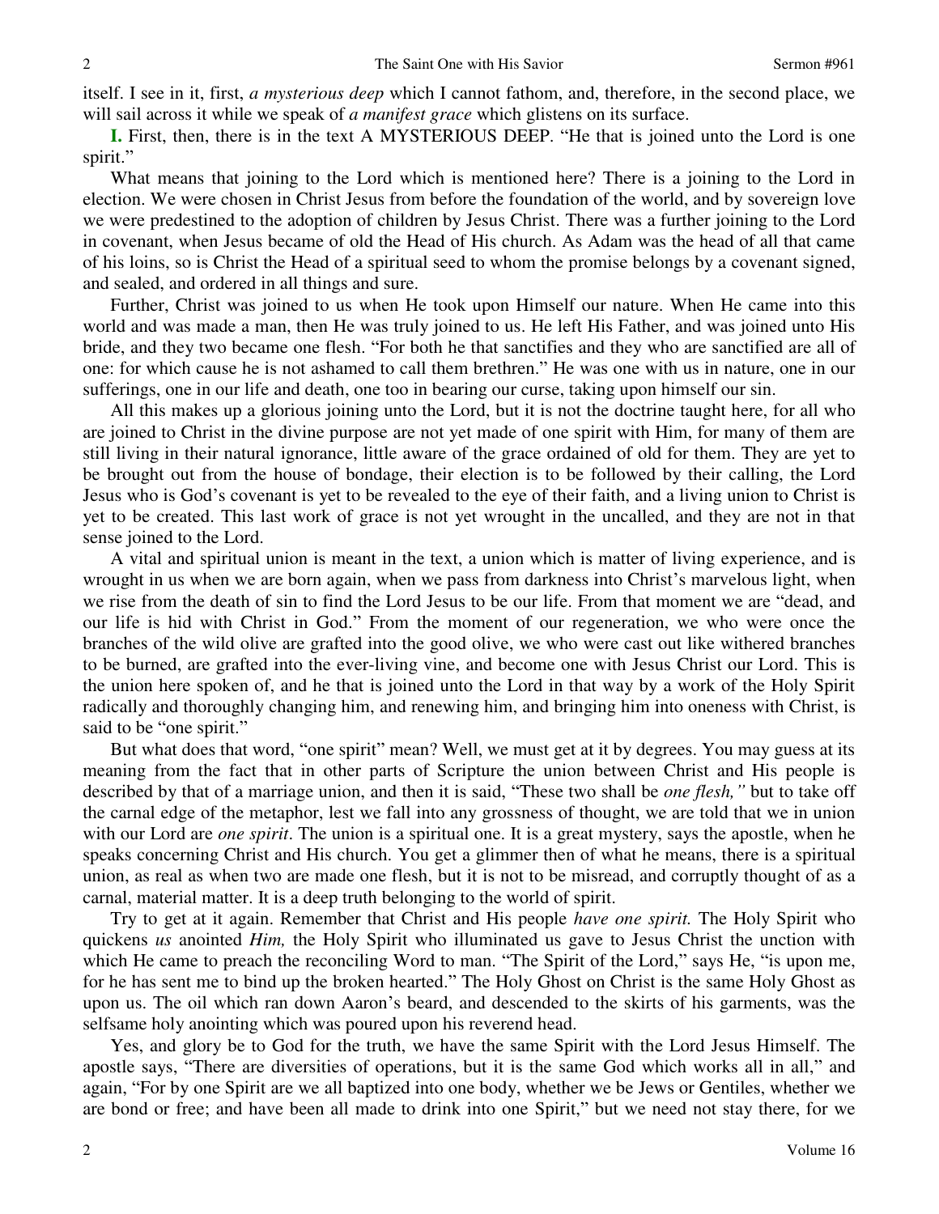itself. I see in it, first, *a mysterious deep* which I cannot fathom, and, therefore, in the second place, we will sail across it while we speak of *a manifest grace* which glistens on its surface.

**I.** First, then, there is in the text A MYSTERIOUS DEEP. "He that is joined unto the Lord is one spirit."

What means that joining to the Lord which is mentioned here? There is a joining to the Lord in election. We were chosen in Christ Jesus from before the foundation of the world, and by sovereign love we were predestined to the adoption of children by Jesus Christ. There was a further joining to the Lord in covenant, when Jesus became of old the Head of His church. As Adam was the head of all that came of his loins, so is Christ the Head of a spiritual seed to whom the promise belongs by a covenant signed, and sealed, and ordered in all things and sure.

Further, Christ was joined to us when He took upon Himself our nature. When He came into this world and was made a man, then He was truly joined to us. He left His Father, and was joined unto His bride, and they two became one flesh. "For both he that sanctifies and they who are sanctified are all of one: for which cause he is not ashamed to call them brethren." He was one with us in nature, one in our sufferings, one in our life and death, one too in bearing our curse, taking upon himself our sin.

All this makes up a glorious joining unto the Lord, but it is not the doctrine taught here, for all who are joined to Christ in the divine purpose are not yet made of one spirit with Him, for many of them are still living in their natural ignorance, little aware of the grace ordained of old for them. They are yet to be brought out from the house of bondage, their election is to be followed by their calling, the Lord Jesus who is God's covenant is yet to be revealed to the eye of their faith, and a living union to Christ is yet to be created. This last work of grace is not yet wrought in the uncalled, and they are not in that sense joined to the Lord.

A vital and spiritual union is meant in the text, a union which is matter of living experience, and is wrought in us when we are born again, when we pass from darkness into Christ's marvelous light, when we rise from the death of sin to find the Lord Jesus to be our life. From that moment we are "dead, and our life is hid with Christ in God." From the moment of our regeneration, we who were once the branches of the wild olive are grafted into the good olive, we who were cast out like withered branches to be burned, are grafted into the ever-living vine, and become one with Jesus Christ our Lord. This is the union here spoken of, and he that is joined unto the Lord in that way by a work of the Holy Spirit radically and thoroughly changing him, and renewing him, and bringing him into oneness with Christ, is said to be "one spirit."

But what does that word, "one spirit" mean? Well, we must get at it by degrees. You may guess at its meaning from the fact that in other parts of Scripture the union between Christ and His people is described by that of a marriage union, and then it is said, "These two shall be *one flesh,"* but to take off the carnal edge of the metaphor, lest we fall into any grossness of thought, we are told that we in union with our Lord are *one spirit*. The union is a spiritual one. It is a great mystery, says the apostle, when he speaks concerning Christ and His church. You get a glimmer then of what he means, there is a spiritual union, as real as when two are made one flesh, but it is not to be misread, and corruptly thought of as a carnal, material matter. It is a deep truth belonging to the world of spirit.

Try to get at it again. Remember that Christ and His people *have one spirit.* The Holy Spirit who quickens *us* anointed *Him,* the Holy Spirit who illuminated us gave to Jesus Christ the unction with which He came to preach the reconciling Word to man. "The Spirit of the Lord," says He, "is upon me, for he has sent me to bind up the broken hearted." The Holy Ghost on Christ is the same Holy Ghost as upon us. The oil which ran down Aaron's beard, and descended to the skirts of his garments, was the selfsame holy anointing which was poured upon his reverend head.

Yes, and glory be to God for the truth, we have the same Spirit with the Lord Jesus Himself. The apostle says, "There are diversities of operations, but it is the same God which works all in all," and again, "For by one Spirit are we all baptized into one body, whether we be Jews or Gentiles, whether we are bond or free; and have been all made to drink into one Spirit," but we need not stay there, for we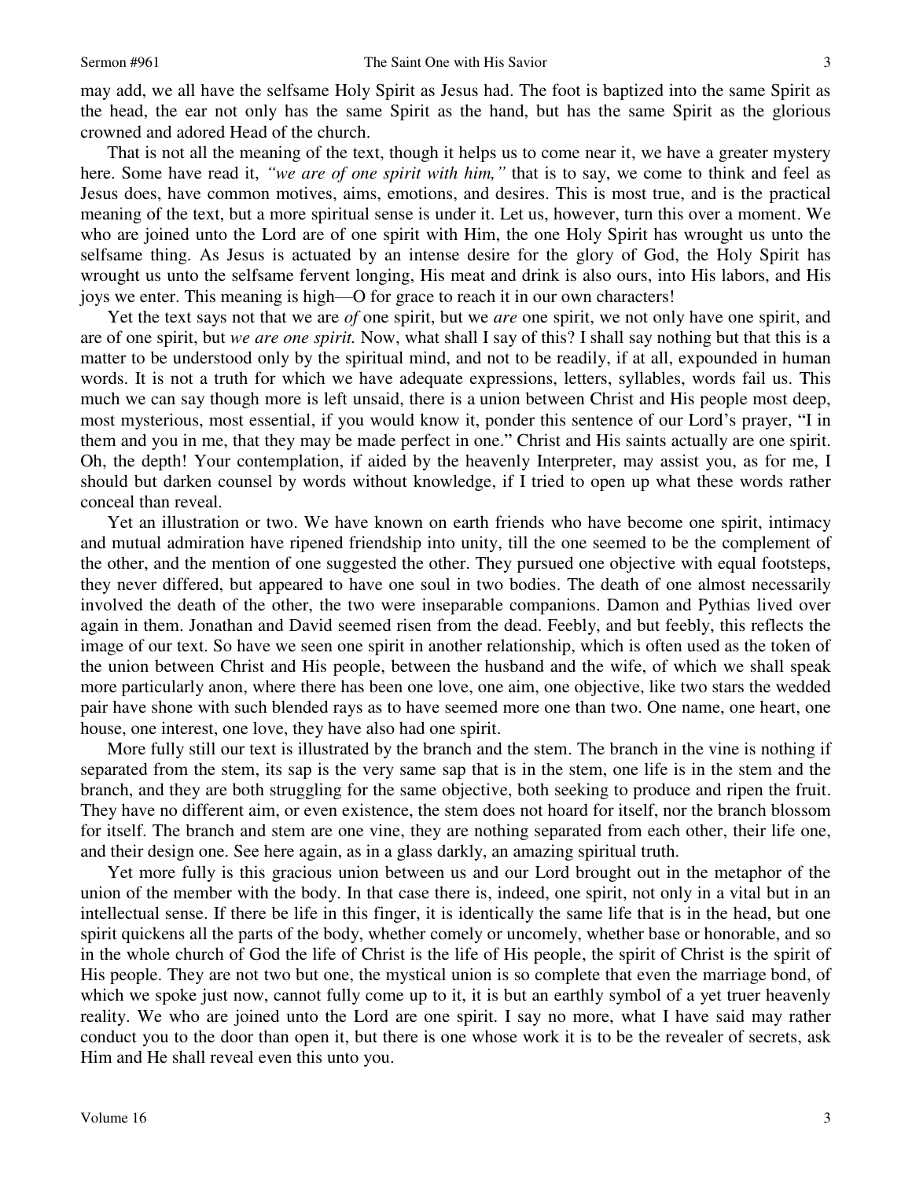may add, we all have the selfsame Holy Spirit as Jesus had. The foot is baptized into the same Spirit as the head, the ear not only has the same Spirit as the hand, but has the same Spirit as the glorious crowned and adored Head of the church.

That is not all the meaning of the text, though it helps us to come near it, we have a greater mystery here. Some have read it, *"we are of one spirit with him,"* that is to say, we come to think and feel as Jesus does, have common motives, aims, emotions, and desires. This is most true, and is the practical meaning of the text, but a more spiritual sense is under it. Let us, however, turn this over a moment. We who are joined unto the Lord are of one spirit with Him, the one Holy Spirit has wrought us unto the selfsame thing. As Jesus is actuated by an intense desire for the glory of God, the Holy Spirit has wrought us unto the selfsame fervent longing, His meat and drink is also ours, into His labors, and His joys we enter. This meaning is high—O for grace to reach it in our own characters!

Yet the text says not that we are *of* one spirit, but we *are* one spirit, we not only have one spirit, and are of one spirit, but *we are one spirit.* Now, what shall I say of this? I shall say nothing but that this is a matter to be understood only by the spiritual mind, and not to be readily, if at all, expounded in human words. It is not a truth for which we have adequate expressions, letters, syllables, words fail us. This much we can say though more is left unsaid, there is a union between Christ and His people most deep, most mysterious, most essential, if you would know it, ponder this sentence of our Lord's prayer, "I in them and you in me, that they may be made perfect in one." Christ and His saints actually are one spirit. Oh, the depth! Your contemplation, if aided by the heavenly Interpreter, may assist you, as for me, I should but darken counsel by words without knowledge, if I tried to open up what these words rather conceal than reveal.

Yet an illustration or two. We have known on earth friends who have become one spirit, intimacy and mutual admiration have ripened friendship into unity, till the one seemed to be the complement of the other, and the mention of one suggested the other. They pursued one objective with equal footsteps, they never differed, but appeared to have one soul in two bodies. The death of one almost necessarily involved the death of the other, the two were inseparable companions. Damon and Pythias lived over again in them. Jonathan and David seemed risen from the dead. Feebly, and but feebly, this reflects the image of our text. So have we seen one spirit in another relationship, which is often used as the token of the union between Christ and His people, between the husband and the wife, of which we shall speak more particularly anon, where there has been one love, one aim, one objective, like two stars the wedded pair have shone with such blended rays as to have seemed more one than two. One name, one heart, one house, one interest, one love, they have also had one spirit.

More fully still our text is illustrated by the branch and the stem. The branch in the vine is nothing if separated from the stem, its sap is the very same sap that is in the stem, one life is in the stem and the branch, and they are both struggling for the same objective, both seeking to produce and ripen the fruit. They have no different aim, or even existence, the stem does not hoard for itself, nor the branch blossom for itself. The branch and stem are one vine, they are nothing separated from each other, their life one, and their design one. See here again, as in a glass darkly, an amazing spiritual truth.

Yet more fully is this gracious union between us and our Lord brought out in the metaphor of the union of the member with the body. In that case there is, indeed, one spirit, not only in a vital but in an intellectual sense. If there be life in this finger, it is identically the same life that is in the head, but one spirit quickens all the parts of the body, whether comely or uncomely, whether base or honorable, and so in the whole church of God the life of Christ is the life of His people, the spirit of Christ is the spirit of His people. They are not two but one, the mystical union is so complete that even the marriage bond, of which we spoke just now, cannot fully come up to it, it is but an earthly symbol of a yet truer heavenly reality. We who are joined unto the Lord are one spirit. I say no more, what I have said may rather conduct you to the door than open it, but there is one whose work it is to be the revealer of secrets, ask Him and He shall reveal even this unto you.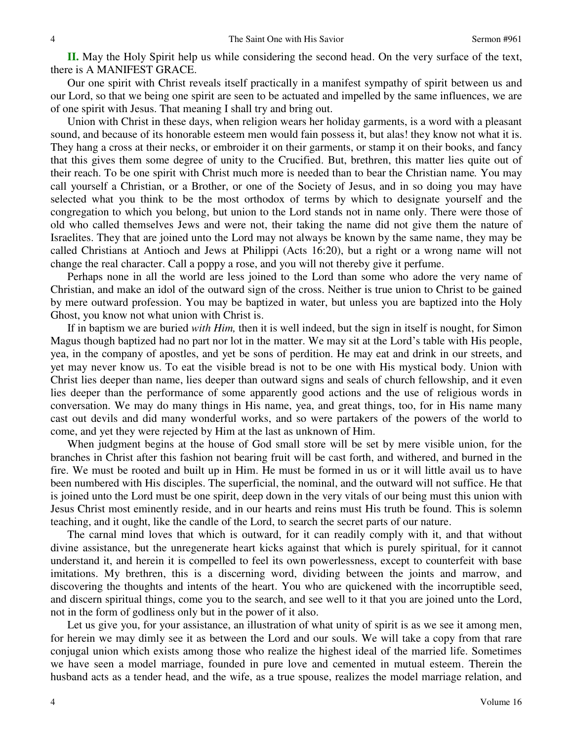**II.** May the Holy Spirit help us while considering the second head. On the very surface of the text, there is A MANIFEST GRACE.

Our one spirit with Christ reveals itself practically in a manifest sympathy of spirit between us and our Lord, so that we being one spirit are seen to be actuated and impelled by the same influences, we are of one spirit with Jesus. That meaning I shall try and bring out.

Union with Christ in these days, when religion wears her holiday garments, is a word with a pleasant sound, and because of its honorable esteem men would fain possess it, but alas! they know not what it is. They hang a cross at their necks, or embroider it on their garments, or stamp it on their books, and fancy that this gives them some degree of unity to the Crucified. But, brethren, this matter lies quite out of their reach. To be one spirit with Christ much more is needed than to bear the Christian name. You may call yourself a Christian, or a Brother, or one of the Society of Jesus, and in so doing you may have selected what you think to be the most orthodox of terms by which to designate yourself and the congregation to which you belong, but union to the Lord stands not in name only. There were those of old who called themselves Jews and were not, their taking the name did not give them the nature of Israelites. They that are joined unto the Lord may not always be known by the same name, they may be called Christians at Antioch and Jews at Philippi (Acts 16:20), but a right or a wrong name will not change the real character. Call a poppy a rose, and you will not thereby give it perfume.

Perhaps none in all the world are less joined to the Lord than some who adore the very name of Christian, and make an idol of the outward sign of the cross. Neither is true union to Christ to be gained by mere outward profession. You may be baptized in water, but unless you are baptized into the Holy Ghost, you know not what union with Christ is.

If in baptism we are buried *with Him,* then it is well indeed, but the sign in itself is nought, for Simon Magus though baptized had no part nor lot in the matter. We may sit at the Lord's table with His people, yea, in the company of apostles, and yet be sons of perdition. He may eat and drink in our streets, and yet may never know us. To eat the visible bread is not to be one with His mystical body. Union with Christ lies deeper than name, lies deeper than outward signs and seals of church fellowship, and it even lies deeper than the performance of some apparently good actions and the use of religious words in conversation. We may do many things in His name, yea, and great things, too, for in His name many cast out devils and did many wonderful works, and so were partakers of the powers of the world to come, and yet they were rejected by Him at the last as unknown of Him.

When judgment begins at the house of God small store will be set by mere visible union, for the branches in Christ after this fashion not bearing fruit will be cast forth, and withered, and burned in the fire. We must be rooted and built up in Him. He must be formed in us or it will little avail us to have been numbered with His disciples. The superficial, the nominal, and the outward will not suffice. He that is joined unto the Lord must be one spirit, deep down in the very vitals of our being must this union with Jesus Christ most eminently reside, and in our hearts and reins must His truth be found. This is solemn teaching, and it ought, like the candle of the Lord, to search the secret parts of our nature.

The carnal mind loves that which is outward, for it can readily comply with it, and that without divine assistance, but the unregenerate heart kicks against that which is purely spiritual, for it cannot understand it, and herein it is compelled to feel its own powerlessness, except to counterfeit with base imitations. My brethren, this is a discerning word, dividing between the joints and marrow, and discovering the thoughts and intents of the heart. You who are quickened with the incorruptible seed, and discern spiritual things, come you to the search, and see well to it that you are joined unto the Lord, not in the form of godliness only but in the power of it also.

Let us give you, for your assistance, an illustration of what unity of spirit is as we see it among men, for herein we may dimly see it as between the Lord and our souls. We will take a copy from that rare conjugal union which exists among those who realize the highest ideal of the married life. Sometimes we have seen a model marriage, founded in pure love and cemented in mutual esteem. Therein the husband acts as a tender head, and the wife, as a true spouse, realizes the model marriage relation, and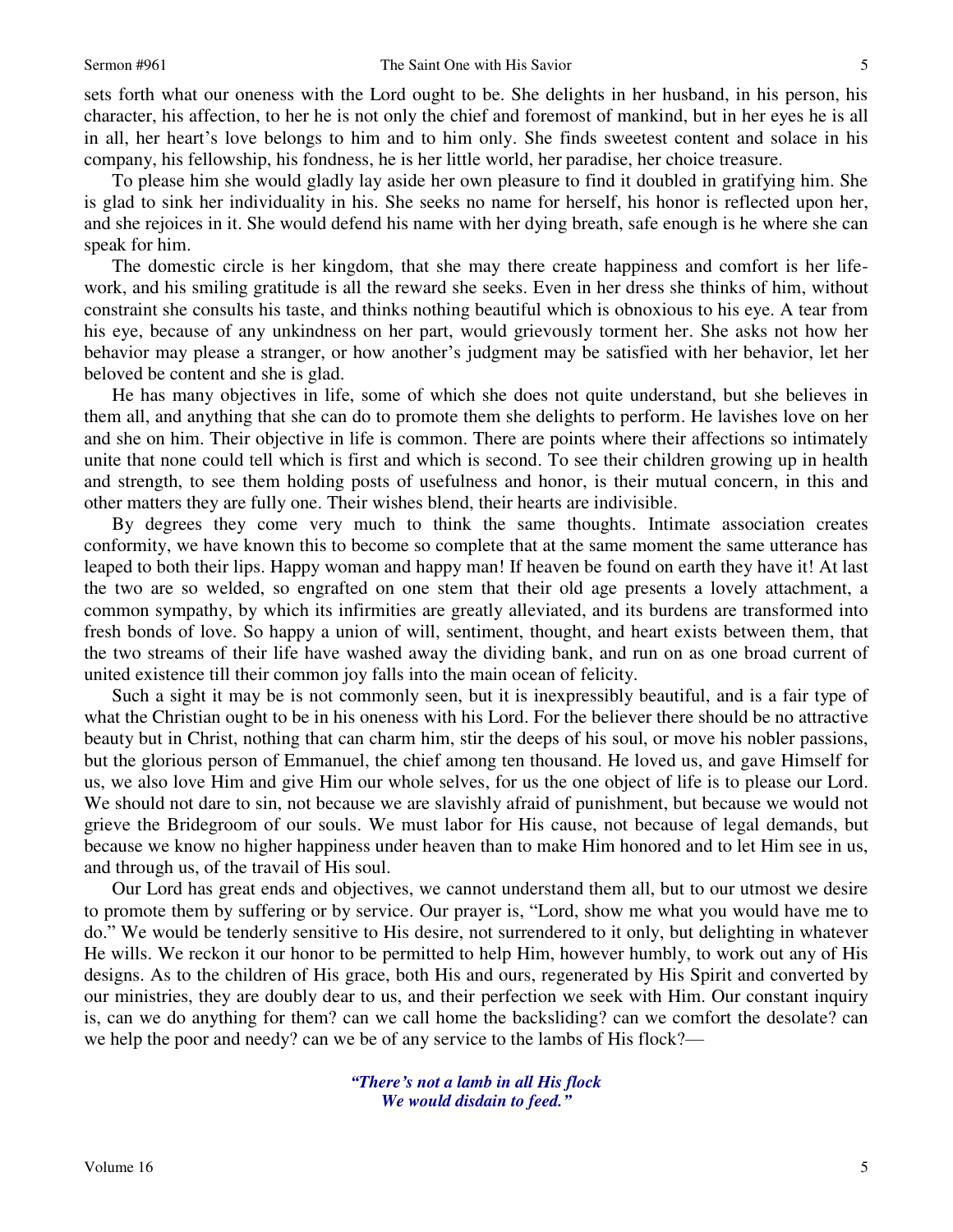sets forth what our oneness with the Lord ought to be. She delights in her husband, in his person, his character, his affection, to her he is not only the chief and foremost of mankind, but in her eyes he is all in all, her heart's love belongs to him and to him only. She finds sweetest content and solace in his company, his fellowship, his fondness, he is her little world, her paradise, her choice treasure.

To please him she would gladly lay aside her own pleasure to find it doubled in gratifying him. She is glad to sink her individuality in his. She seeks no name for herself, his honor is reflected upon her, and she rejoices in it. She would defend his name with her dying breath, safe enough is he where she can speak for him.

The domestic circle is her kingdom, that she may there create happiness and comfort is her life-work, and his smiling gratitude is all the reward she seeks. Even in her dress she thinks of him, without constraint she consults his taste, and thinks nothing beautiful which is obnoxious to his eye. A tear from his eye, because of any unkindness on her part, would grievously torment her. She asks not how her behavior may please a stranger, or how another's judgment may be satisfied with her behavior, let her beloved be content and she is glad.

He has many objectives in life, some of which she does not quite understand, but she believes in them all, and anything that she can do to promote them she delights to perform. He lavishes love on her and she on him. Their objective in life is common. There are points where their affections so intimately unite that none could tell which is first and which is second. To see their children growing up in health and strength, to see them holding posts of usefulness and honor, is their mutual concern, in this and other matters they are fully one. Their wishes blend, their hearts are indivisible.

By degrees they come very much to think the same thoughts. Intimate association creates conformity, we have known this to become so complete that at the same moment the same utterance has leaped to both their lips. Happy woman and happy man! If heaven be found on earth they have it! At last the two are so welded, so engrafted on one stem that their old age presents a lovely attachment, a common sympathy, by which its infirmities are greatly alleviated, and its burdens are transformed into fresh bonds of love. So happy a union of will, sentiment, thought, and heart exists between them, that the two streams of their life have washed away the dividing bank, and run on as one broad current of united existence till their common joy falls into the main ocean of felicity.

Such a sight it may be is not commonly seen, but it is inexpressibly beautiful, and is a fair type of what the Christian ought to be in his oneness with his Lord. For the believer there should be no attractive beauty but in Christ, nothing that can charm him, stir the deeps of his soul, or move his nobler passions, but the glorious person of Emmanuel, the chief among ten thousand. He loved us, and gave Himself for us, we also love Him and give Him our whole selves, for us the one object of life is to please our Lord. We should not dare to sin, not because we are slavishly afraid of punishment, but because we would not grieve the Bridegroom of our souls. We must labor for His cause, not because of legal demands, but because we know no higher happiness under heaven than to make Him honored and to let Him see in us, and through us, of the travail of His soul.

Our Lord has great ends and objectives, we cannot understand them all, but to our utmost we desire to promote them by suffering or by service. Our prayer is, "Lord, show me what you would have me to do." We would be tenderly sensitive to His desire, not surrendered to it only, but delighting in whatever He wills. We reckon it our honor to be permitted to help Him, however humbly, to work out any of His designs. As to the children of His grace, both His and ours, regenerated by His Spirit and converted by our ministries, they are doubly dear to us, and their perfection we seek with Him. Our constant inquiry is, can we do anything for them? can we call home the backsliding? can we comfort the desolate? can we help the poor and needy? can we be of any service to the lambs of His flock?—

*"There's not a lamb in all His flock*  
*We would disdain to feed."*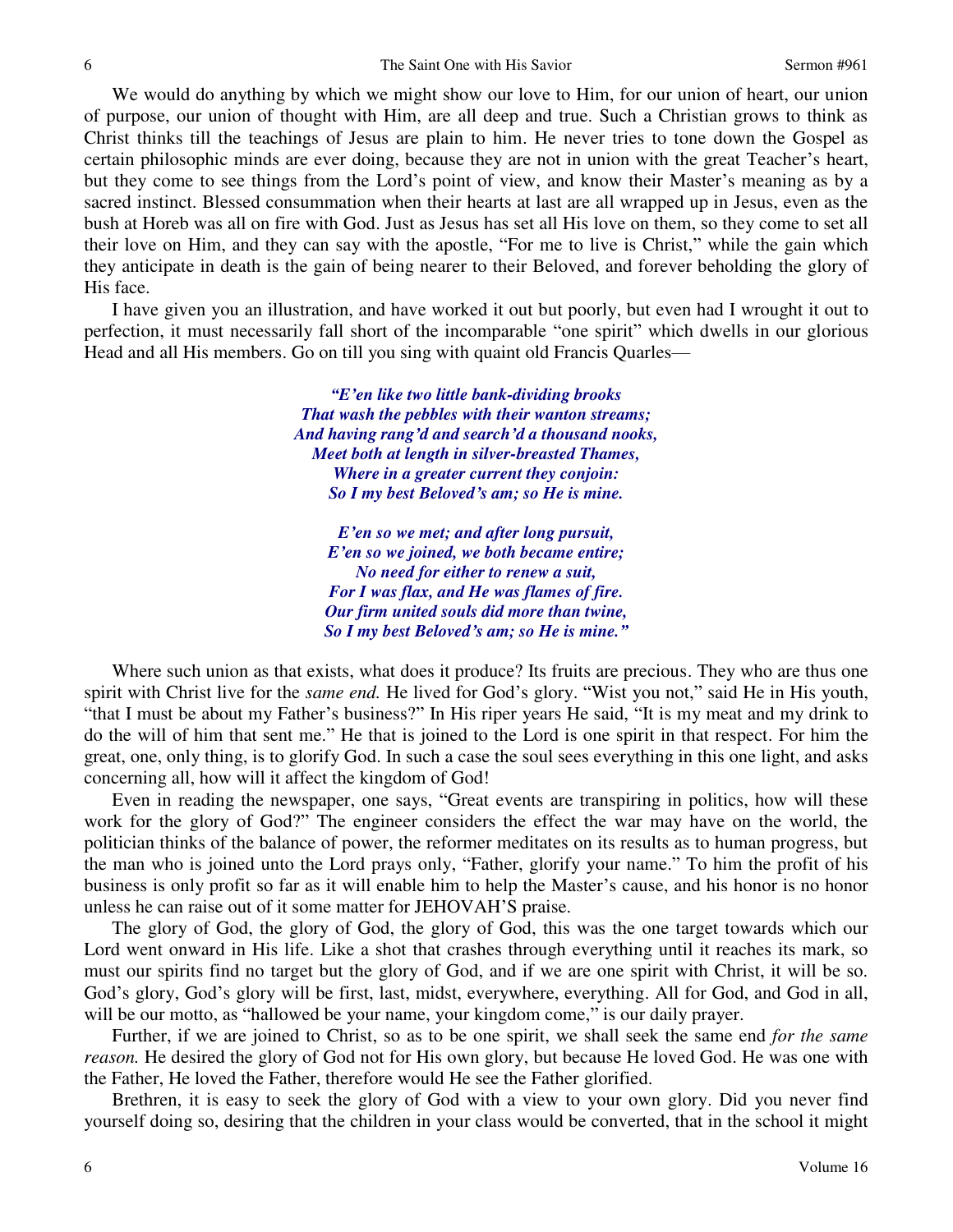We would do anything by which we might show our love to Him, for our union of heart, our union of purpose, our union of thought with Him, are all deep and true. Such a Christian grows to think as Christ thinks till the teachings of Jesus are plain to him. He never tries to tone down the Gospel as certain philosophic minds are ever doing, because they are not in union with the great Teacher's heart, but they come to see things from the Lord's point of view, and know their Master's meaning as by a sacred instinct. Blessed consummation when their hearts at last are all wrapped up in Jesus, even as the bush at Horeb was all on fire with God. Just as Jesus has set all His love on them, so they come to set all their love on Him, and they can say with the apostle, "For me to live is Christ," while the gain which they anticipate in death is the gain of being nearer to their Beloved, and forever beholding the glory of His face.

I have given you an illustration, and have worked it out but poorly, but even had I wrought it out to perfection, it must necessarily fall short of the incomparable "one spirit" which dwells in our glorious Head and all His members. Go on till you sing with quaint old Francis Quarles—

> ***"E'en like two little bank-dividing brooks***
> ***That wash the pebbles with their wanton streams;***
> ***And having rang'd and search'd a thousand nooks,***
> ***Meet both at length in silver-breasted Thames,***
> ***Where in a greater current they conjoin:***
> ***So I my best Beloved's am; so He is mine.***
>
> ***E'en so we met; and after long pursuit,***
> ***E'en so we joined, we both became entire;***
> ***No need for either to renew a suit,***
> ***For I was flax, and He was flames of fire.***
> ***Our firm united souls did more than twine,***
> ***So I my best Beloved's am; so He is mine."***

Where such union as that exists, what does it produce? Its fruits are precious. They who are thus one spirit with Christ live for the *same end.* He lived for God's glory. "Wist you not," said He in His youth, "that I must be about my Father's business?" In His riper years He said, "It is my meat and my drink to do the will of him that sent me." He that is joined to the Lord is one spirit in that respect. For him the great, one, only thing, is to glorify God. In such a case the soul sees everything in this one light, and asks concerning all, how will it affect the kingdom of God!

Even in reading the newspaper, one says, "Great events are transpiring in politics, how will these work for the glory of God?" The engineer considers the effect the war may have on the world, the politician thinks of the balance of power, the reformer meditates on its results as to human progress, but the man who is joined unto the Lord prays only, "Father, glorify your name." To him the profit of his business is only profit so far as it will enable him to help the Master's cause, and his honor is no honor unless he can raise out of it some matter for JEHOVAH'S praise.

The glory of God, the glory of God, the glory of God, this was the one target towards which our Lord went onward in His life. Like a shot that crashes through everything until it reaches its mark, so must our spirits find no target but the glory of God, and if we are one spirit with Christ, it will be so. God's glory, God's glory will be first, last, midst, everywhere, everything. All for God, and God in all, will be our motto, as "hallowed be your name, your kingdom come," is our daily prayer.

Further, if we are joined to Christ, so as to be one spirit, we shall seek the same end *for the same reason.* He desired the glory of God not for His own glory, but because He loved God. He was one with the Father, He loved the Father, therefore would He see the Father glorified.

Brethren, it is easy to seek the glory of God with a view to your own glory. Did you never find yourself doing so, desiring that the children in your class would be converted, that in the school it might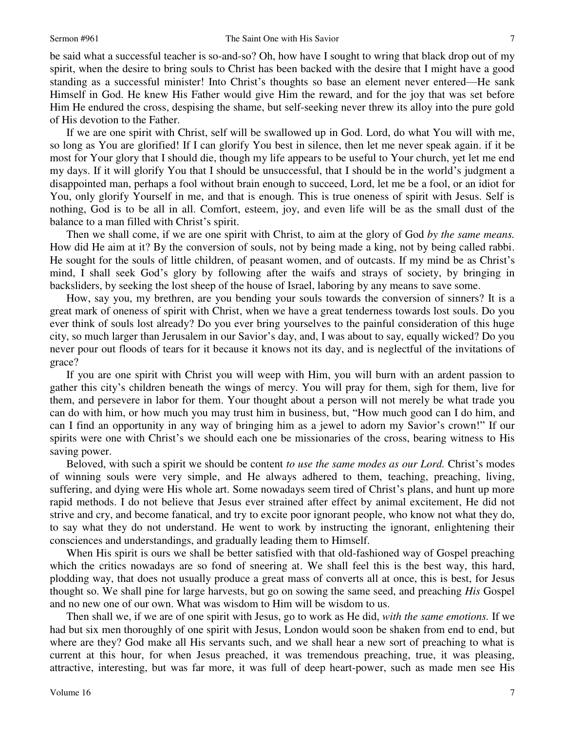be said what a successful teacher is so-and-so? Oh, how have I sought to wring that black drop out of my spirit, when the desire to bring souls to Christ has been backed with the desire that I might have a good standing as a successful minister! Into Christ's thoughts so base an element never entered—He sank Himself in God. He knew His Father would give Him the reward, and for the joy that was set before Him He endured the cross, despising the shame, but self-seeking never threw its alloy into the pure gold of His devotion to the Father.

If we are one spirit with Christ, self will be swallowed up in God. Lord, do what You will with me, so long as You are glorified! If I can glorify You best in silence, then let me never speak again. if it be most for Your glory that I should die, though my life appears to be useful to Your church, yet let me end my days. If it will glorify You that I should be unsuccessful, that I should be in the world's judgment a disappointed man, perhaps a fool without brain enough to succeed, Lord, let me be a fool, or an idiot for You, only glorify Yourself in me, and that is enough. This is true oneness of spirit with Jesus. Self is nothing, God is to be all in all. Comfort, esteem, joy, and even life will be as the small dust of the balance to a man filled with Christ's spirit.

Then we shall come, if we are one spirit with Christ, to aim at the glory of God *by the same means.* How did He aim at it? By the conversion of souls, not by being made a king, not by being called rabbi. He sought for the souls of little children, of peasant women, and of outcasts. If my mind be as Christ's mind, I shall seek God's glory by following after the waifs and strays of society, by bringing in backsliders, by seeking the lost sheep of the house of Israel, laboring by any means to save some.

How, say you, my brethren, are you bending your souls towards the conversion of sinners? It is a great mark of oneness of spirit with Christ, when we have a great tenderness towards lost souls. Do you ever think of souls lost already? Do you ever bring yourselves to the painful consideration of this huge city, so much larger than Jerusalem in our Savior's day, and, I was about to say, equally wicked? Do you never pour out floods of tears for it because it knows not its day, and is neglectful of the invitations of grace?

If you are one spirit with Christ you will weep with Him, you will burn with an ardent passion to gather this city's children beneath the wings of mercy. You will pray for them, sigh for them, live for them, and persevere in labor for them. Your thought about a person will not merely be what trade you can do with him, or how much you may trust him in business, but, "How much good can I do him, and can I find an opportunity in any way of bringing him as a jewel to adorn my Savior's crown!" If our spirits were one with Christ's we should each one be missionaries of the cross, bearing witness to His saving power.

Beloved, with such a spirit we should be content *to use the same modes as our Lord.* Christ's modes of winning souls were very simple, and He always adhered to them, teaching, preaching, living, suffering, and dying were His whole art. Some nowadays seem tired of Christ's plans, and hunt up more rapid methods. I do not believe that Jesus ever strained after effect by animal excitement, He did not strive and cry, and become fanatical, and try to excite poor ignorant people, who know not what they do, to say what they do not understand. He went to work by instructing the ignorant, enlightening their consciences and understandings, and gradually leading them to Himself.

When His spirit is ours we shall be better satisfied with that old-fashioned way of Gospel preaching which the critics nowadays are so fond of sneering at. We shall feel this is the best way, this hard, plodding way, that does not usually produce a great mass of converts all at once, this is best, for Jesus thought so. We shall pine for large harvests, but go on sowing the same seed, and preaching *His* Gospel and no new one of our own. What was wisdom to Him will be wisdom to us.

Then shall we, if we are of one spirit with Jesus, go to work as He did, *with the same emotions.* If we had but six men thoroughly of one spirit with Jesus, London would soon be shaken from end to end, but where are they? God make all His servants such, and we shall hear a new sort of preaching to what is current at this hour, for when Jesus preached, it was tremendous preaching, true, it was pleasing, attractive, interesting, but was far more, it was full of deep heart-power, such as made men see His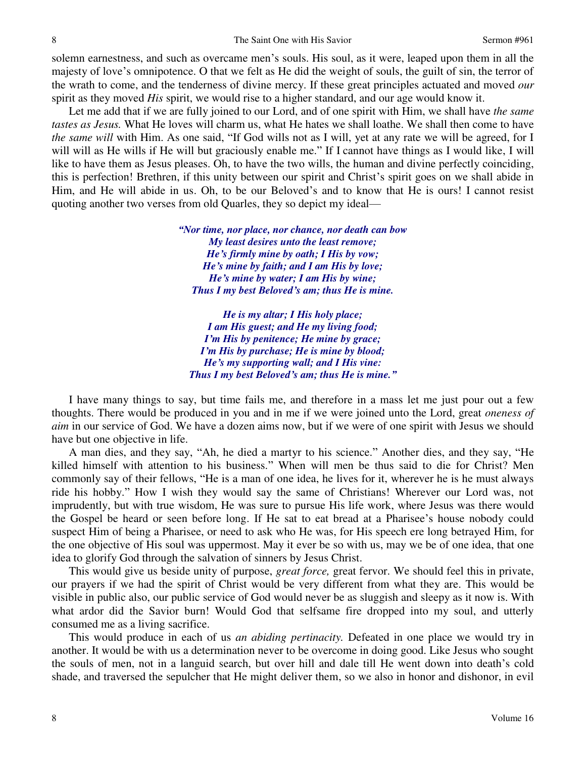solemn earnestness, and such as overcame men's souls. His soul, as it were, leaped upon them in all the majesty of love's omnipotence. O that we felt as He did the weight of souls, the guilt of sin, the terror of the wrath to come, and the tenderness of divine mercy. If these great principles actuated and moved *our* spirit as they moved *His* spirit, we would rise to a higher standard, and our age would know it.

Let me add that if we are fully joined to our Lord, and of one spirit with Him, we shall have *the same tastes as Jesus.* What He loves will charm us, what He hates we shall loathe. We shall then come to have *the same will* with Him. As one said, "If God wills not as I will, yet at any rate we will be agreed, for I will will as He wills if He will but graciously enable me." If I cannot have things as I would like, I will like to have them as Jesus pleases. Oh, to have the two wills, the human and divine perfectly coinciding, this is perfection! Brethren, if this unity between our spirit and Christ's spirit goes on we shall abide in Him, and He will abide in us. Oh, to be our Beloved's and to know that He is ours! I cannot resist quoting another two verses from old Quarles, they so depict my ideal—

> ***"Nor time, nor place, nor chance, nor death can bow***
> ***My least desires unto the least remove;***
> ***He's firmly mine by oath; I His by vow;***
> ***He's mine by faith; and I am His by love;***
> ***He's mine by water; I am His by wine;***
> ***Thus I my best Beloved's am; thus He is mine.***
>
> ***He is my altar; I His holy place;***
> ***I am His guest; and He my living food;***
> ***I'm His by penitence; He mine by grace;***
> ***I'm His by purchase; He is mine by blood;***
> ***He's my supporting wall; and I His vine:***
> ***Thus I my best Beloved's am; thus He is mine."***

I have many things to say, but time fails me, and therefore in a mass let me just pour out a few thoughts. There would be produced in you and in me if we were joined unto the Lord, great *oneness of aim* in our service of God. We have a dozen aims now, but if we were of one spirit with Jesus we should have but one objective in life.

A man dies, and they say, "Ah, he died a martyr to his science." Another dies, and they say, "He killed himself with attention to his business." When will men be thus said to die for Christ? Men commonly say of their fellows, "He is a man of one idea, he lives for it, wherever he is he must always ride his hobby." How I wish they would say the same of Christians! Wherever our Lord was, not imprudently, but with true wisdom, He was sure to pursue His life work, where Jesus was there would the Gospel be heard or seen before long. If He sat to eat bread at a Pharisee's house nobody could suspect Him of being a Pharisee, or need to ask who He was, for His speech ere long betrayed Him, for the one objective of His soul was uppermost. May it ever be so with us, may we be of one idea, that one idea to glorify God through the salvation of sinners by Jesus Christ.

This would give us beside unity of purpose, *great force,* great fervor. We should feel this in private, our prayers if we had the spirit of Christ would be very different from what they are. This would be visible in public also, our public service of God would never be as sluggish and sleepy as it now is. With what ardor did the Savior burn! Would God that selfsame fire dropped into my soul, and utterly consumed me as a living sacrifice.

This would produce in each of us *an abiding pertinacity.* Defeated in one place we would try in another. It would be with us a determination never to be overcome in doing good. Like Jesus who sought the souls of men, not in a languid search, but over hill and dale till He went down into death's cold shade, and traversed the sepulcher that He might deliver them, so we also in honor and dishonor, in evil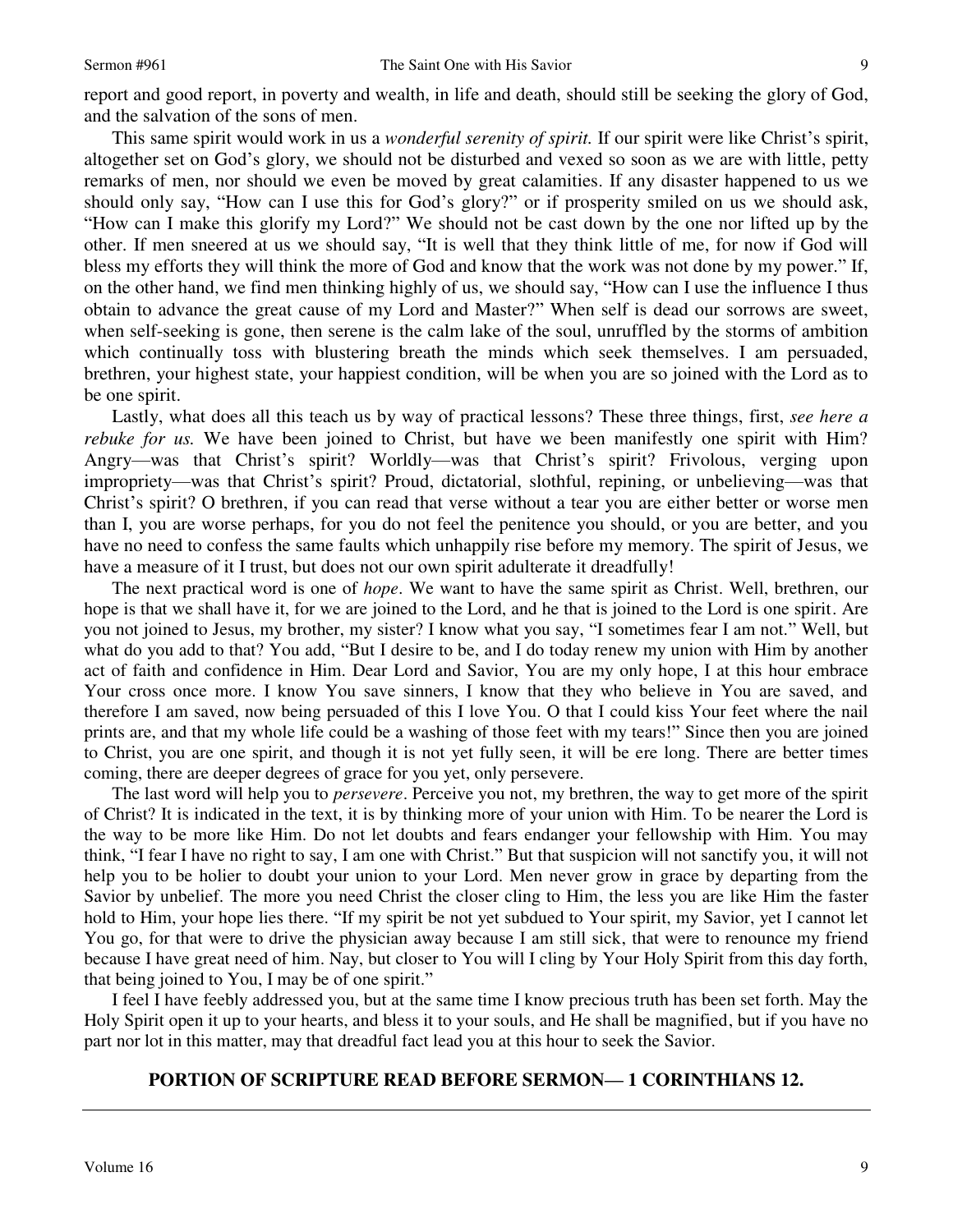report and good report, in poverty and wealth, in life and death, should still be seeking the glory of God, and the salvation of the sons of men.

This same spirit would work in us a *wonderful serenity of spirit.* If our spirit were like Christ's spirit, altogether set on God's glory, we should not be disturbed and vexed so soon as we are with little, petty remarks of men, nor should we even be moved by great calamities. If any disaster happened to us we should only say, "How can I use this for God's glory?" or if prosperity smiled on us we should ask, "How can I make this glorify my Lord?" We should not be cast down by the one nor lifted up by the other. If men sneered at us we should say, "It is well that they think little of me, for now if God will bless my efforts they will think the more of God and know that the work was not done by my power." If, on the other hand, we find men thinking highly of us, we should say, "How can I use the influence I thus obtain to advance the great cause of my Lord and Master?" When self is dead our sorrows are sweet, when self-seeking is gone, then serene is the calm lake of the soul, unruffled by the storms of ambition which continually toss with blustering breath the minds which seek themselves. I am persuaded, brethren, your highest state, your happiest condition, will be when you are so joined with the Lord as to be one spirit.

Lastly, what does all this teach us by way of practical lessons? These three things, first, *see here a rebuke for us.* We have been joined to Christ, but have we been manifestly one spirit with Him? Angry—was that Christ's spirit? Worldly—was that Christ's spirit? Frivolous, verging upon impropriety—was that Christ's spirit? Proud, dictatorial, slothful, repining, or unbelieving—was that Christ's spirit? O brethren, if you can read that verse without a tear you are either better or worse men than I, you are worse perhaps, for you do not feel the penitence you should, or you are better, and you have no need to confess the same faults which unhappily rise before my memory. The spirit of Jesus, we have a measure of it I trust, but does not our own spirit adulterate it dreadfully!

The next practical word is one of *hope*. We want to have the same spirit as Christ. Well, brethren, our hope is that we shall have it, for we are joined to the Lord, and he that is joined to the Lord is one spirit. Are you not joined to Jesus, my brother, my sister? I know what you say, "I sometimes fear I am not." Well, but what do you add to that? You add, "But I desire to be, and I do today renew my union with Him by another act of faith and confidence in Him. Dear Lord and Savior, You are my only hope, I at this hour embrace Your cross once more. I know You save sinners, I know that they who believe in You are saved, and therefore I am saved, now being persuaded of this I love You. O that I could kiss Your feet where the nail prints are, and that my whole life could be a washing of those feet with my tears!" Since then you are joined to Christ, you are one spirit, and though it is not yet fully seen, it will be ere long. There are better times coming, there are deeper degrees of grace for you yet, only persevere.

The last word will help you to *persevere*. Perceive you not, my brethren, the way to get more of the spirit of Christ? It is indicated in the text, it is by thinking more of your union with Him. To be nearer the Lord is the way to be more like Him. Do not let doubts and fears endanger your fellowship with Him. You may think, "I fear I have no right to say, I am one with Christ." But that suspicion will not sanctify you, it will not help you to be holier to doubt your union to your Lord. Men never grow in grace by departing from the Savior by unbelief. The more you need Christ the closer cling to Him, the less you are like Him the faster hold to Him, your hope lies there. "If my spirit be not yet subdued to Your spirit, my Savior, yet I cannot let You go, for that were to drive the physician away because I am still sick, that were to renounce my friend because I have great need of him. Nay, but closer to You will I cling by Your Holy Spirit from this day forth, that being joined to You, I may be of one spirit."

I feel I have feebly addressed you, but at the same time I know precious truth has been set forth. May the Holy Spirit open it up to your hearts, and bless it to your souls, and He shall be magnified, but if you have no part nor lot in this matter, may that dreadful fact lead you at this hour to seek the Savior.

## PORTION OF SCRIPTURE READ BEFORE SERMON— 1 CORINTHIANS 12.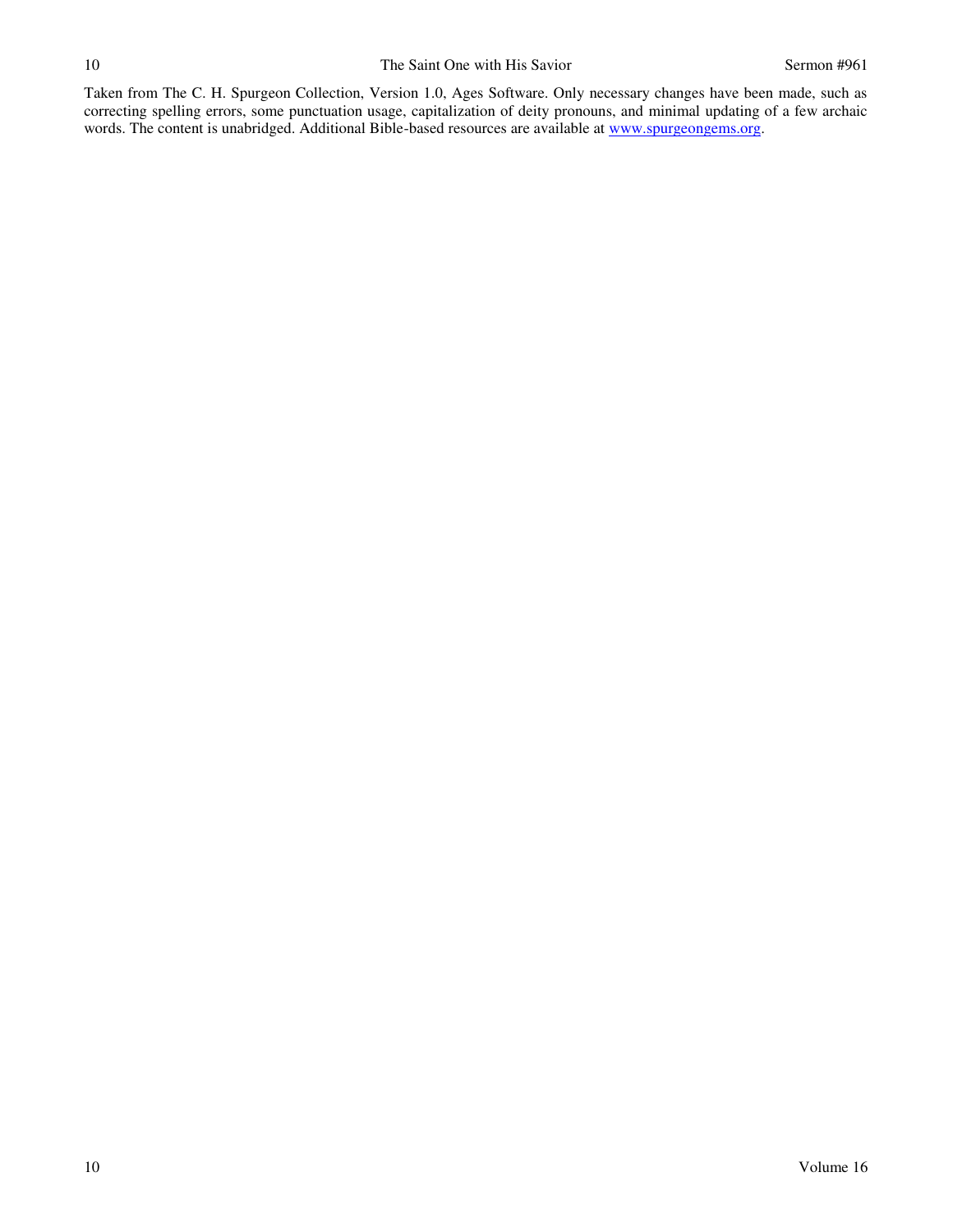Taken from The C. H. Spurgeon Collection, Version 1.0, Ages Software. Only necessary changes have been made, such as correcting spelling errors, some punctuation usage, capitalization of deity pronouns, and minimal updating of a few archaic words. The content is unabridged. Additional Bible-based resources are available at [www.spurgeongems.org](http://www.spurgeongems.org).